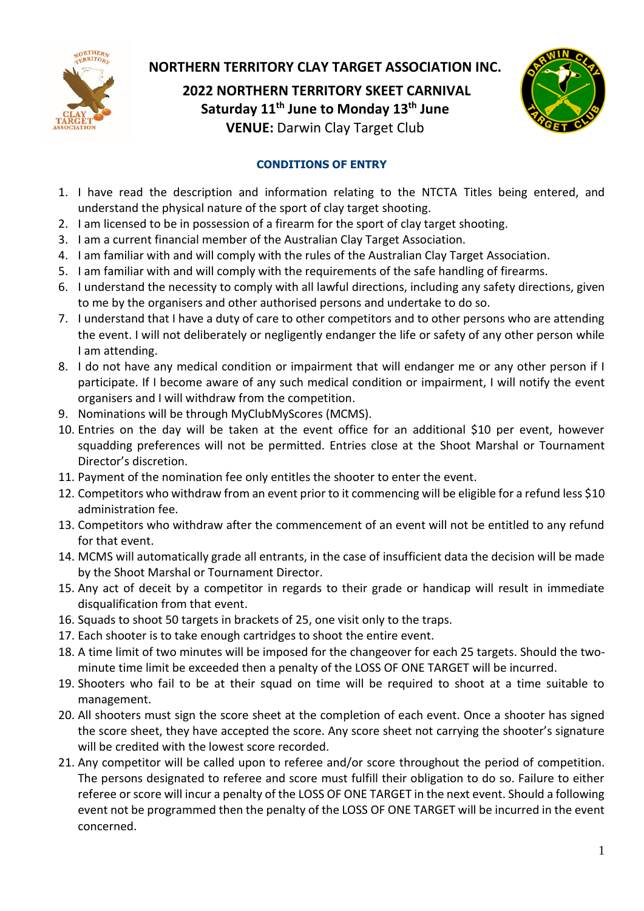# NORTHERN TERRITORY CLAY TARGET ASSOCIATION INC.

## 2022 NORTHERN TERRITORY SKEET CARNIVAL

**Saturday 11th June to Monday 13th June**

**VENUE:** Darwin Clay Target Club

### CONDITIONS OF ENTRY

1. I have read the description and information relating to the NTCTA Titles being entered, and understand the physical nature of the sport of clay target shooting.
2. I am licensed to be in possession of a firearm for the sport of clay target shooting.
3. I am a current financial member of the Australian Clay Target Association.
4. I am familiar with and will comply with the rules of the Australian Clay Target Association.
5. I am familiar with and will comply with the requirements of the safe handling of firearms.
6. I understand the necessity to comply with all lawful directions, including any safety directions, given to me by the organisers and other authorised persons and undertake to do so.
7. I understand that I have a duty of care to other competitors and to other persons who are attending the event. I will not deliberately or negligently endanger the life or safety of any other person while I am attending.
8. I do not have any medical condition or impairment that will endanger me or any other person if I participate. If I become aware of any such medical condition or impairment, I will notify the event organisers and I will withdraw from the competition.
9. Nominations will be through MyClubMyScores (MCMS).
10. Entries on the day will be taken at the event office for an additional $10 per event, however squadding preferences will not be permitted. Entries close at the Shoot Marshal or Tournament Director's discretion.
11. Payment of the nomination fee only entitles the shooter to enter the event.
12. Competitors who withdraw from an event prior to it commencing will be eligible for a refund less $10 administration fee.
13. Competitors who withdraw after the commencement of an event will not be entitled to any refund for that event.
14. MCMS will automatically grade all entrants, in the case of insufficient data the decision will be made by the Shoot Marshal or Tournament Director.
15. Any act of deceit by a competitor in regards to their grade or handicap will result in immediate disqualification from that event.
16. Squads to shoot 50 targets in brackets of 25, one visit only to the traps.
17. Each shooter is to take enough cartridges to shoot the entire event.
18. A time limit of two minutes will be imposed for the changeover for each 25 targets. Should the two-minute time limit be exceeded then a penalty of the LOSS OF ONE TARGET will be incurred.
19. Shooters who fail to be at their squad on time will be required to shoot at a time suitable to management.
20. All shooters must sign the score sheet at the completion of each event. Once a shooter has signed the score sheet, they have accepted the score. Any score sheet not carrying the shooter's signature will be credited with the lowest score recorded.
21. Any competitor will be called upon to referee and/or score throughout the period of competition. The persons designated to referee and score must fulfill their obligation to do so. Failure to either referee or score will incur a penalty of the LOSS OF ONE TARGET in the next event. Should a following event not be programmed then the penalty of the LOSS OF ONE TARGET will be incurred in the event concerned.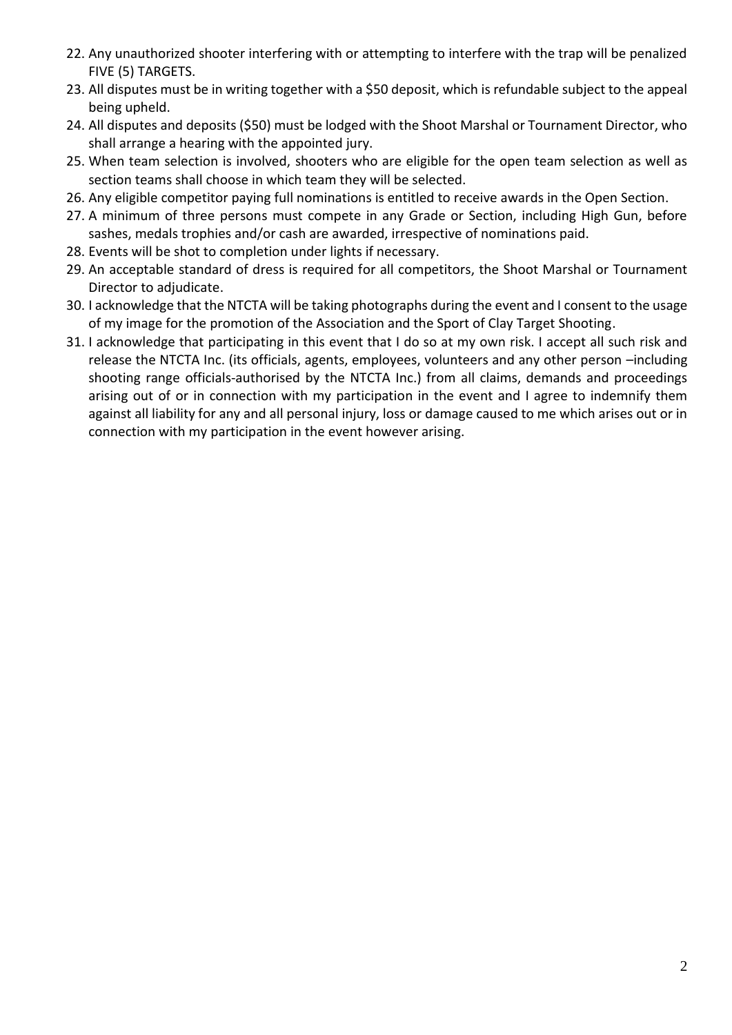22. Any unauthorized shooter interfering with or attempting to interfere with the trap will be penalized FIVE (5) TARGETS.
23. All disputes must be in writing together with a $50 deposit, which is refundable subject to the appeal being upheld.
24. All disputes and deposits ($50) must be lodged with the Shoot Marshal or Tournament Director, who shall arrange a hearing with the appointed jury.
25. When team selection is involved, shooters who are eligible for the open team selection as well as section teams shall choose in which team they will be selected.
26. Any eligible competitor paying full nominations is entitled to receive awards in the Open Section.
27. A minimum of three persons must compete in any Grade or Section, including High Gun, before sashes, medals trophies and/or cash are awarded, irrespective of nominations paid.
28. Events will be shot to completion under lights if necessary.
29. An acceptable standard of dress is required for all competitors, the Shoot Marshal or Tournament Director to adjudicate.
30. I acknowledge that the NTCTA will be taking photographs during the event and I consent to the usage of my image for the promotion of the Association and the Sport of Clay Target Shooting.
31. I acknowledge that participating in this event that I do so at my own risk. I accept all such risk and release the NTCTA Inc. (its officials, agents, employees, volunteers and any other person –including shooting range officials-authorised by the NTCTA Inc.) from all claims, demands and proceedings arising out of or in connection with my participation in the event and I agree to indemnify them against all liability for any and all personal injury, loss or damage caused to me which arises out or in connection with my participation in the event however arising.